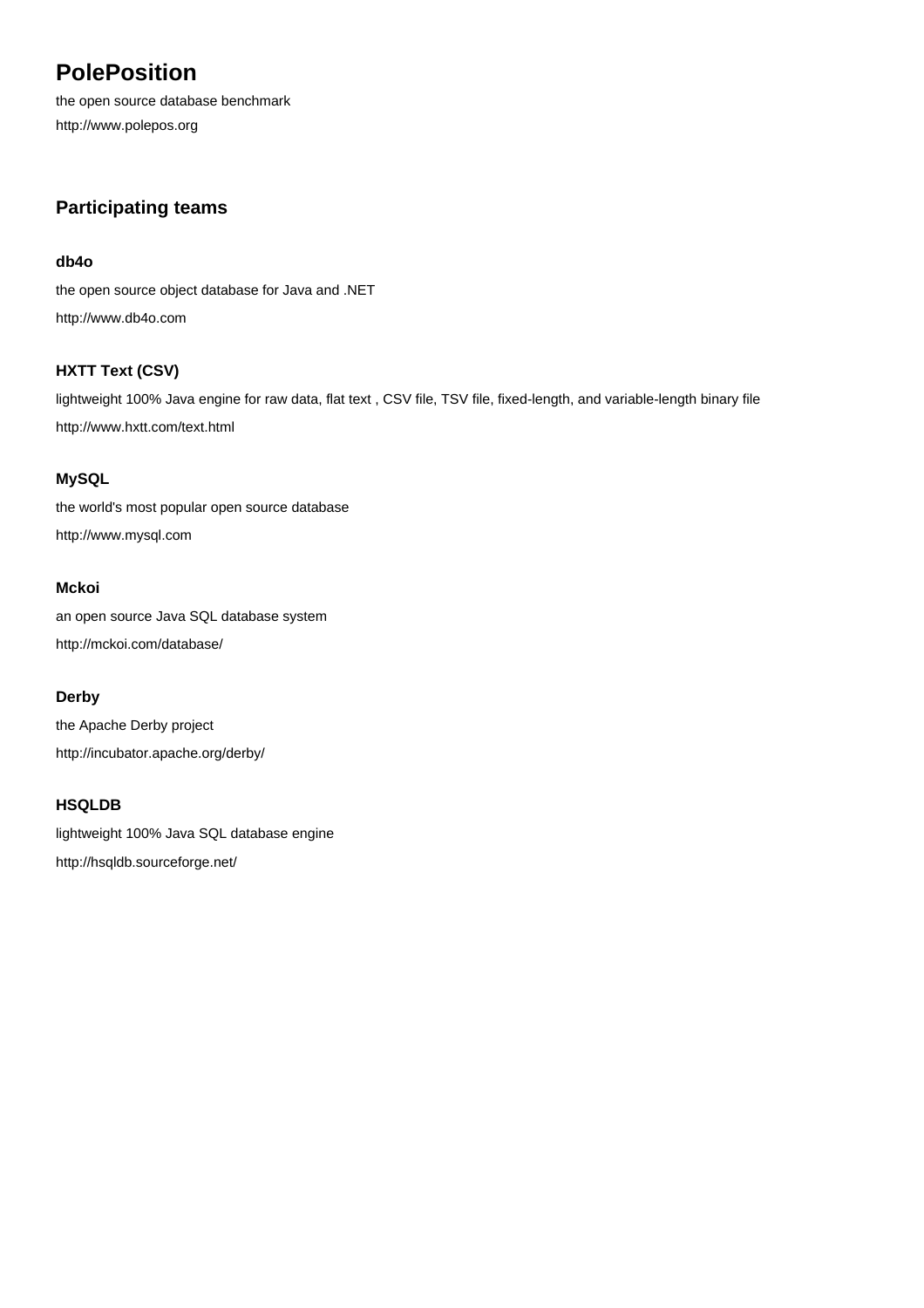# PolePosition

the open source database benchmark

http://www.polepos.org

## Participating teams

### db4o

the open source object database for Java and .NET

http://www.db4o.com

### HXTT Text (CSV)

lightweight 100% Java engine for raw data, flat text , CSV file, TSV file, fixed-length, and variable-length binary file

http://www.hxtt.com/text.html

### MySQL

the world's most popular open source database

http://www.mysql.com

### Mckoi

an open source Java SQL database system

http://mckoi.com/database/

### Derby

the Apache Derby project

http://incubator.apache.org/derby/

### HSQLDB

lightweight 100% Java SQL database engine

http://hsqldb.sourceforge.net/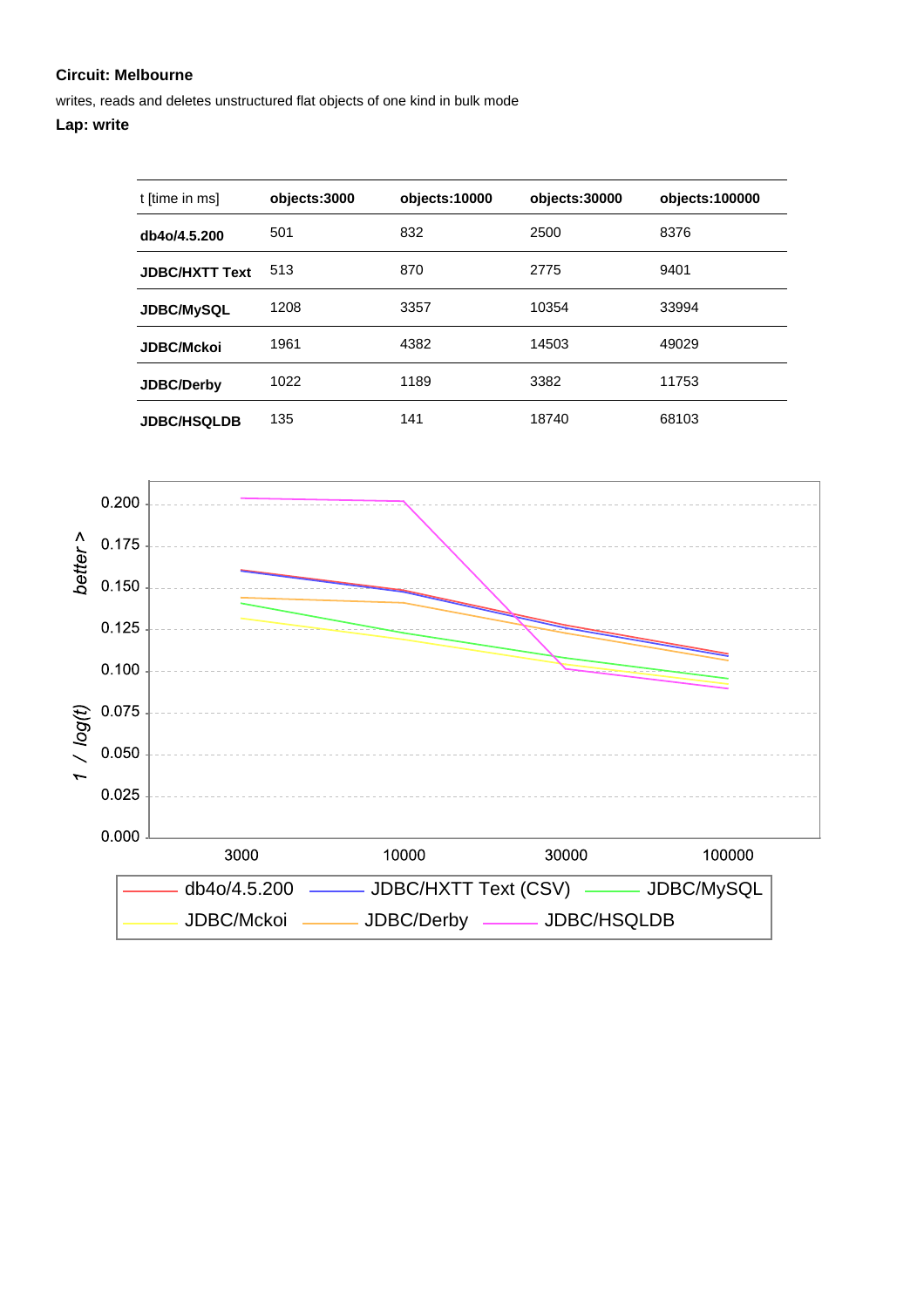**Circuit: Melbourne**

writes, reads and deletes unstructured flat objects of one kind in bulk mode

**Lap: write**

| t [time in ms] | objects:3000 | objects:10000 | objects:30000 | objects:100000 |
|---|---|---|---|---|
| **db4o/4.5.200** | 501 | 832 | 2500 | 8376 |
| **JDBC/HXTT Text** | 513 | 870 | 2775 | 9401 |
| **JDBC/MySQL** | 1208 | 3357 | 10354 | 33994 |
| **JDBC/Mckoi** | 1961 | 4382 | 14503 | 49029 |
| **JDBC/Derby** | 1022 | 1189 | 3382 | 11753 |
| **JDBC/HSQLDB** | 135 | 141 | 18740 | 68103 |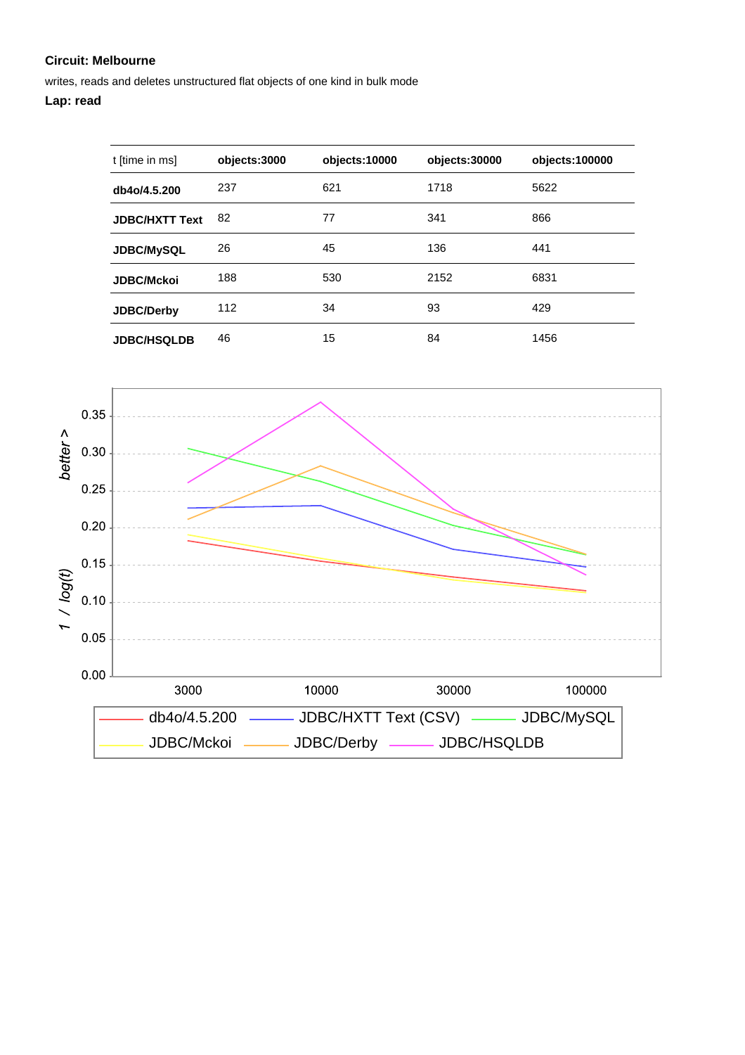**Circuit: Melbourne**

writes, reads and deletes unstructured flat objects of one kind in bulk mode

**Lap: read**

| t [time in ms] | objects:3000 | objects:10000 | objects:30000 | objects:100000 |
|---|---|---|---|---|
| **db4o/4.5.200** | 237 | 621 | 1718 | 5622 |
| **JDBC/HXTT Text** | 82 | 77 | 341 | 866 |
| **JDBC/MySQL** | 26 | 45 | 136 | 441 |
| **JDBC/Mckoi** | 188 | 530 | 2152 | 6831 |
| **JDBC/Derby** | 112 | 34 | 93 | 429 |
| **JDBC/HSQLDB** | 46 | 15 | 84 | 1456 |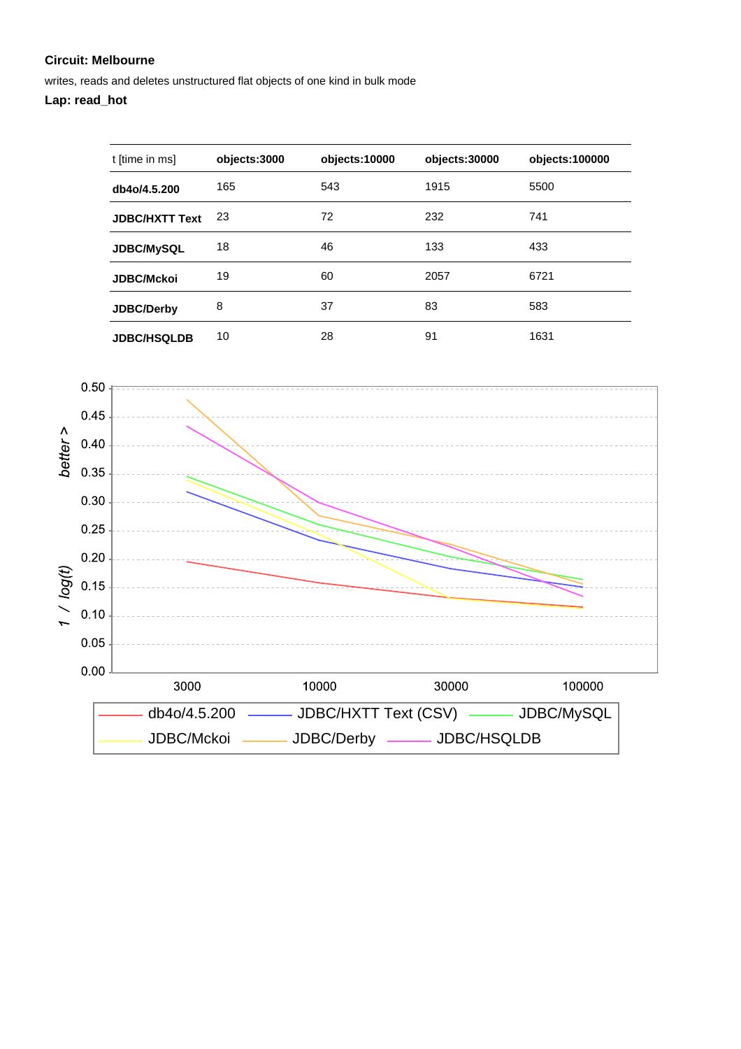**Circuit: Melbourne**

writes, reads and deletes unstructured flat objects of one kind in bulk mode

**Lap: read_hot**

| t [time in ms] | objects:3000 | objects:10000 | objects:30000 | objects:100000 |
|---|---|---|---|---|
| **db4o/4.5.200** | 165 | 543 | 1915 | 5500 |
| **JDBC/HXTT Text** | 23 | 72 | 232 | 741 |
| **JDBC/MySQL** | 18 | 46 | 133 | 433 |
| **JDBC/Mckoi** | 19 | 60 | 2057 | 6721 |
| **JDBC/Derby** | 8 | 37 | 83 | 583 |
| **JDBC/HSQLDB** | 10 | 28 | 91 | 1631 |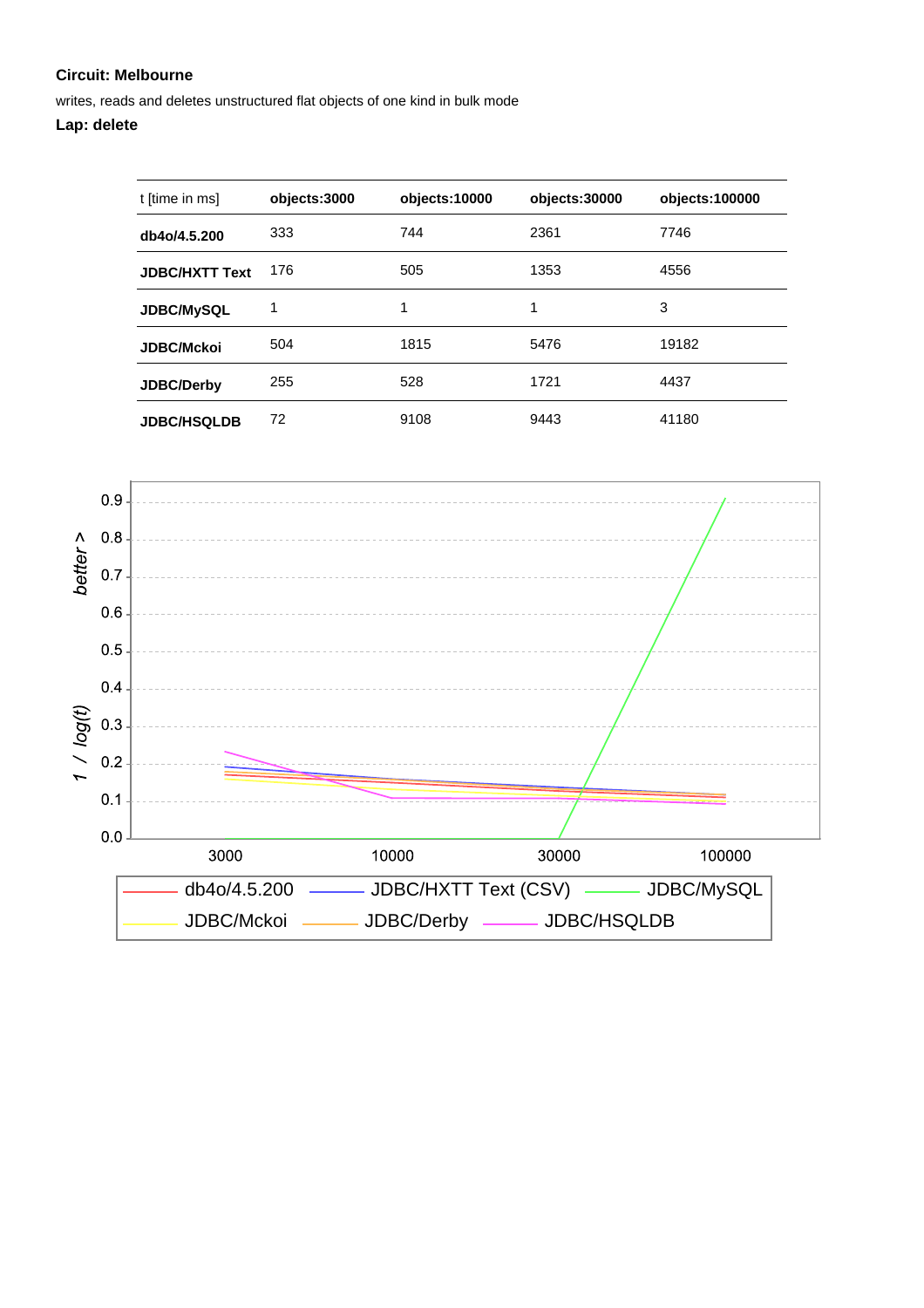**Circuit: Melbourne**

writes, reads and deletes unstructured flat objects of one kind in bulk mode

**Lap: delete**

| t [time in ms] | objects:3000 | objects:10000 | objects:30000 | objects:100000 |
|---|---|---|---|---|
| **db4o/4.5.200** | 333 | 744 | 2361 | 7746 |
| **JDBC/HXTT Text** | 176 | 505 | 1353 | 4556 |
| **JDBC/MySQL** | 1 | 1 | 1 | 3 |
| **JDBC/Mckoi** | 504 | 1815 | 5476 | 19182 |
| **JDBC/Derby** | 255 | 528 | 1721 | 4437 |
| **JDBC/HSQLDB** | 72 | 9108 | 9443 | 41180 |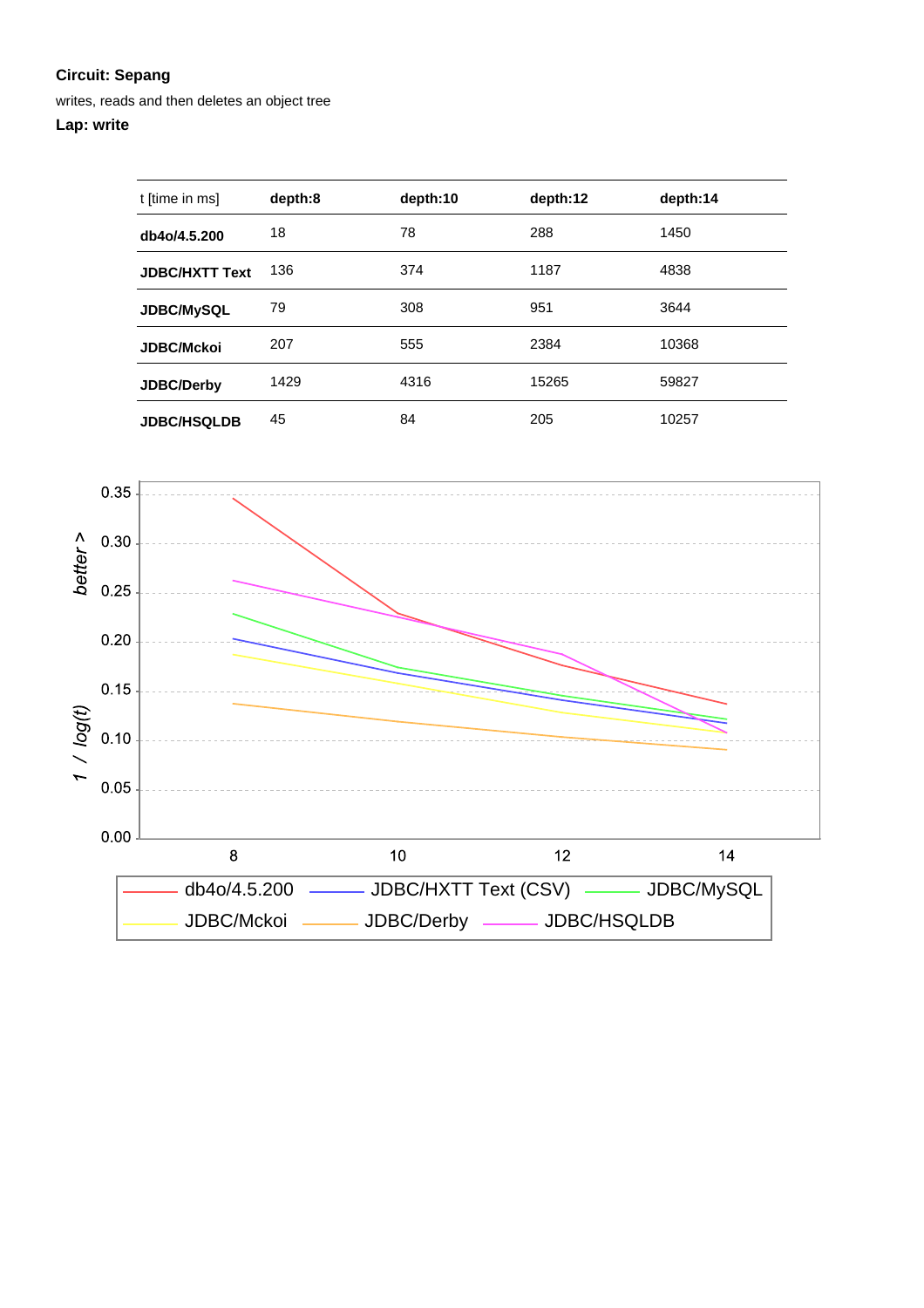**Circuit: Sepang**

writes, reads and then deletes an object tree

**Lap: write**

| t [time in ms] | depth:8 | depth:10 | depth:12 | depth:14 |
| --- | --- | --- | --- | --- |
| **db4o/4.5.200** | 18 | 78 | 288 | 1450 |
| **JDBC/HXTT Text** | 136 | 374 | 1187 | 4838 |
| **JDBC/MySQL** | 79 | 308 | 951 | 3644 |
| **JDBC/Mckoi** | 207 | 555 | 2384 | 10368 |
| **JDBC/Derby** | 1429 | 4316 | 15265 | 59827 |
| **JDBC/HSQLDB** | 45 | 84 | 205 | 10257 |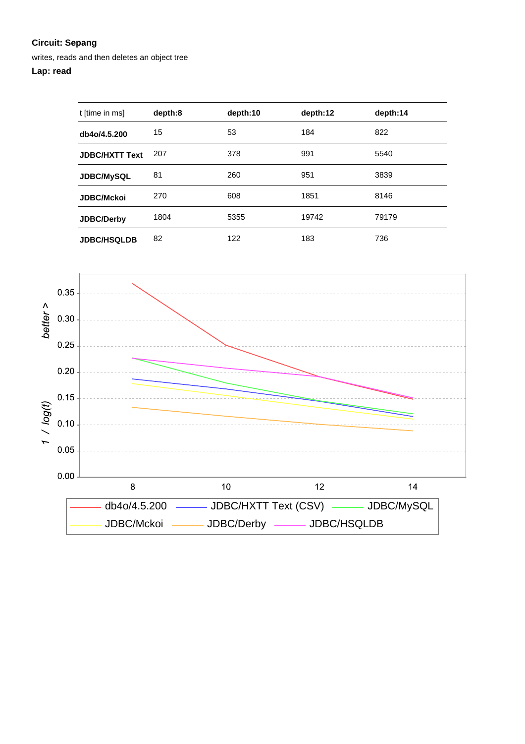**Circuit: Sepang**

writes, reads and then deletes an object tree

**Lap: read**

| t [time in ms] | depth:8 | depth:10 | depth:12 | depth:14 |
|---|---|---|---|---|
| **db4o/4.5.200** | 15 | 53 | 184 | 822 |
| **JDBC/HXTT Text** | 207 | 378 | 991 | 5540 |
| **JDBC/MySQL** | 81 | 260 | 951 | 3839 |
| **JDBC/Mckoi** | 270 | 608 | 1851 | 8146 |
| **JDBC/Derby** | 1804 | 5355 | 19742 | 79179 |
| **JDBC/HSQLDB** | 82 | 122 | 183 | 736 |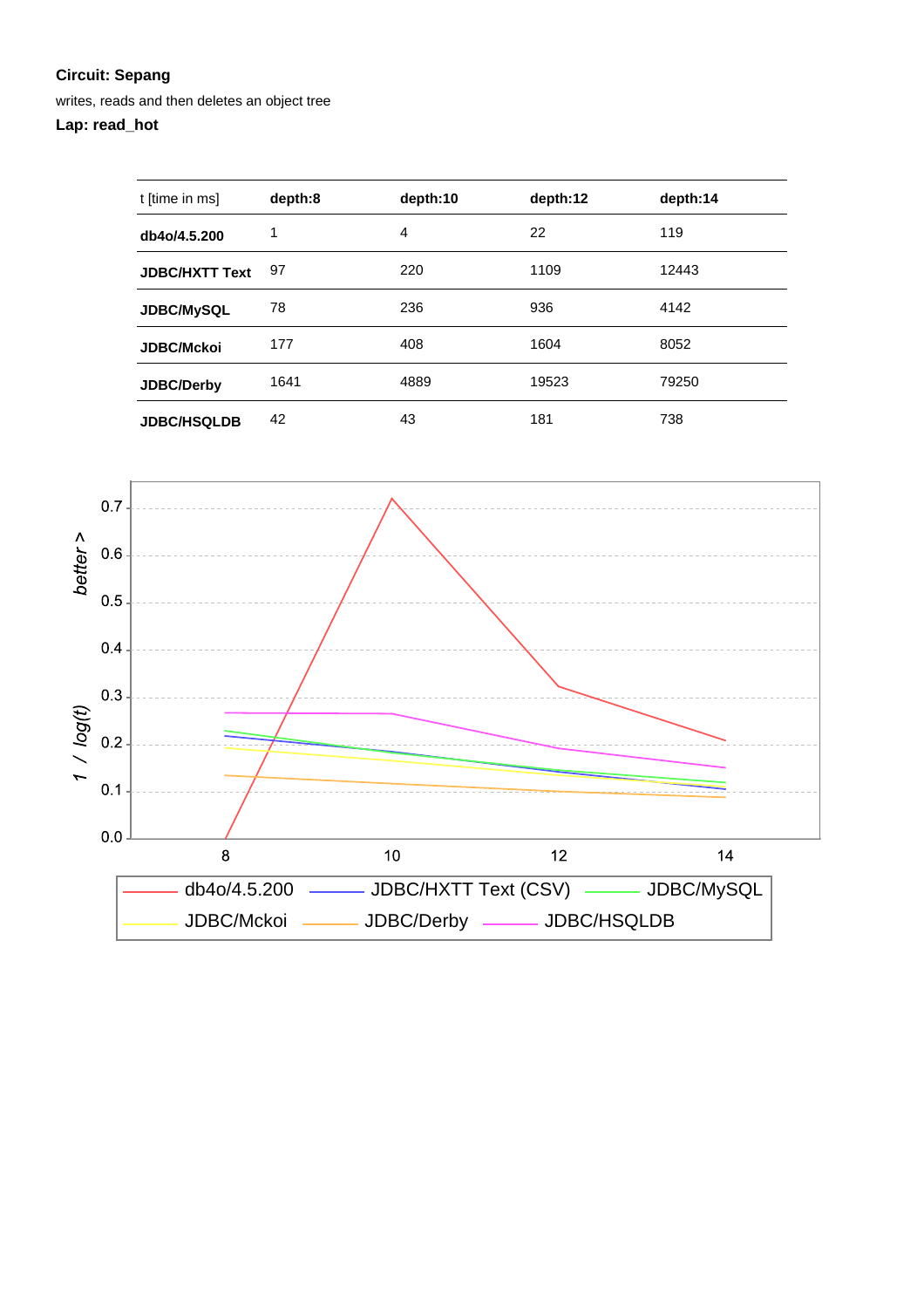**Circuit: Sepang**

writes, reads and then deletes an object tree

**Lap: read_hot**

| t [time in ms] | depth:8 | depth:10 | depth:12 | depth:14 |
|---|---|---|---|---|
| **db4o/4.5.200** | 1 | 4 | 22 | 119 |
| **JDBC/HXTT Text** | 97 | 220 | 1109 | 12443 |
| **JDBC/MySQL** | 78 | 236 | 936 | 4142 |
| **JDBC/Mckoi** | 177 | 408 | 1604 | 8052 |
| **JDBC/Derby** | 1641 | 4889 | 19523 | 79250 |
| **JDBC/HSQLDB** | 42 | 43 | 181 | 738 |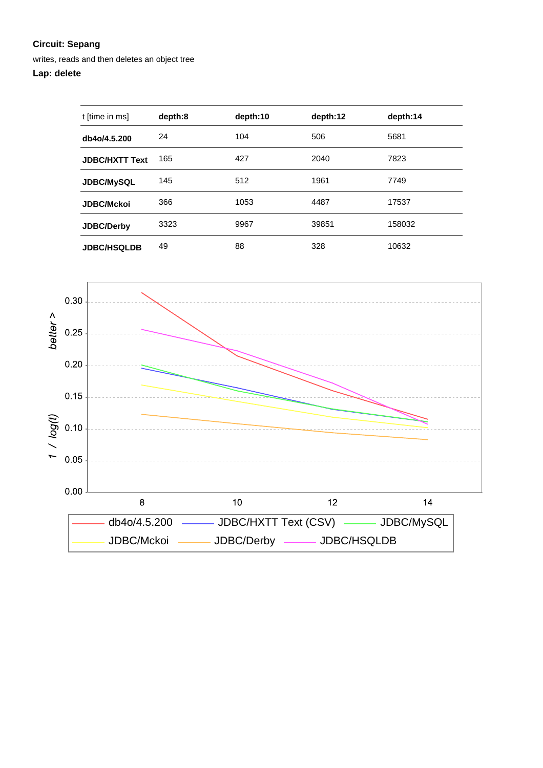**Circuit: Sepang**

writes, reads and then deletes an object tree

**Lap: delete**

| t [time in ms] | depth:8 | depth:10 | depth:12 | depth:14 |
|---|---|---|---|---|
| **db4o/4.5.200** | 24 | 104 | 506 | 5681 |
| **JDBC/HXTT Text** | 165 | 427 | 2040 | 7823 |
| **JDBC/MySQL** | 145 | 512 | 1961 | 7749 |
| **JDBC/Mckoi** | 366 | 1053 | 4487 | 17537 |
| **JDBC/Derby** | 3323 | 9967 | 39851 | 158032 |
| **JDBC/HSQLDB** | 49 | 88 | 328 | 10632 |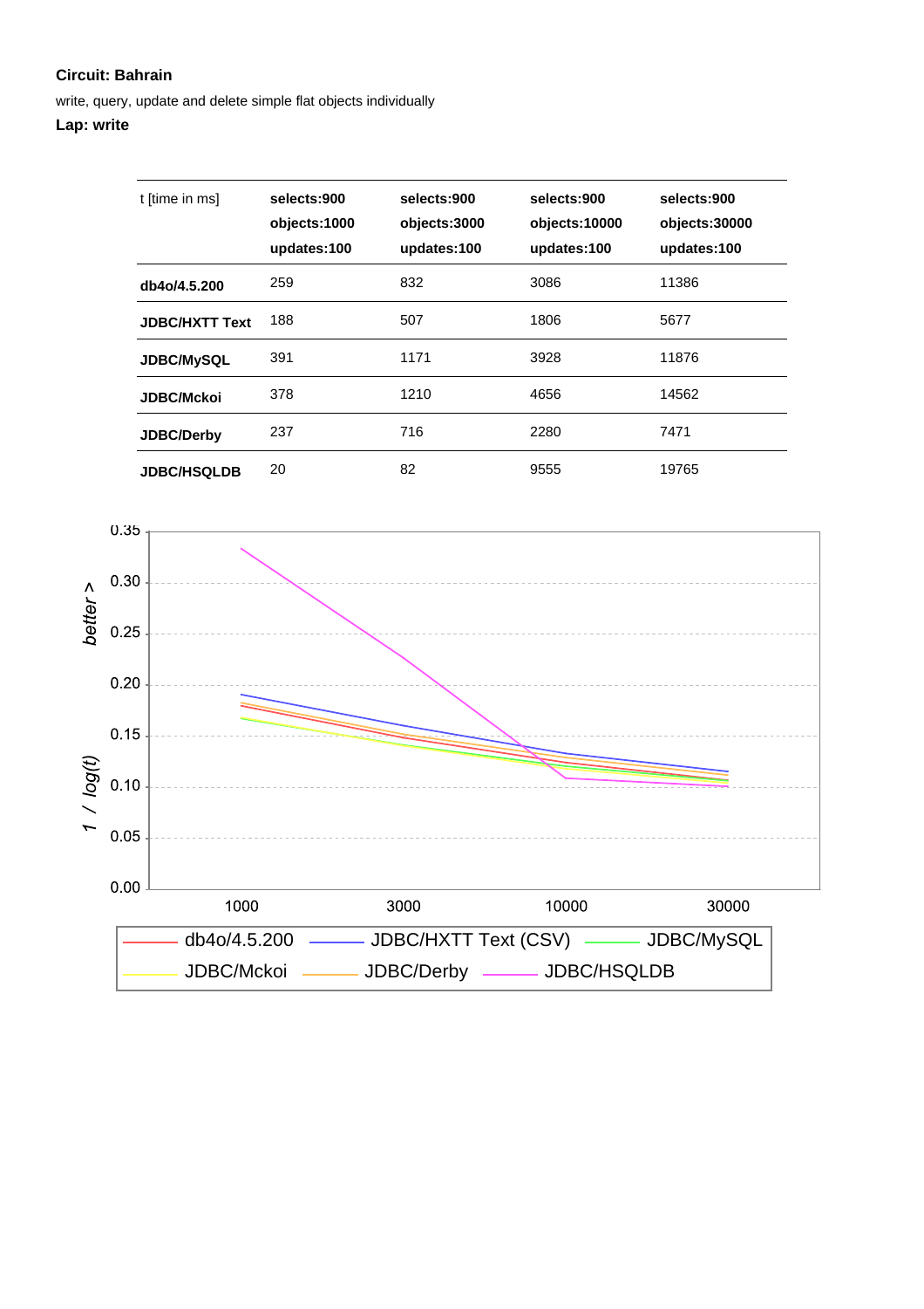**Circuit: Bahrain**

write, query, update and delete simple flat objects individually

**Lap: write**

| t [time in ms] | selects:900 objects:1000 updates:100 | selects:900 objects:3000 updates:100 | selects:900 objects:10000 updates:100 | selects:900 objects:30000 updates:100 |
|---|---|---|---|---|
| **db4o/4.5.200** | 259 | 832 | 3086 | 11386 |
| **JDBC/HXTT Text** | 188 | 507 | 1806 | 5677 |
| **JDBC/MySQL** | 391 | 1171 | 3928 | 11876 |
| **JDBC/Mckoi** | 378 | 1210 | 4656 | 14562 |
| **JDBC/Derby** | 237 | 716 | 2280 | 7471 |
| **JDBC/HSQLDB** | 20 | 82 | 9555 | 19765 |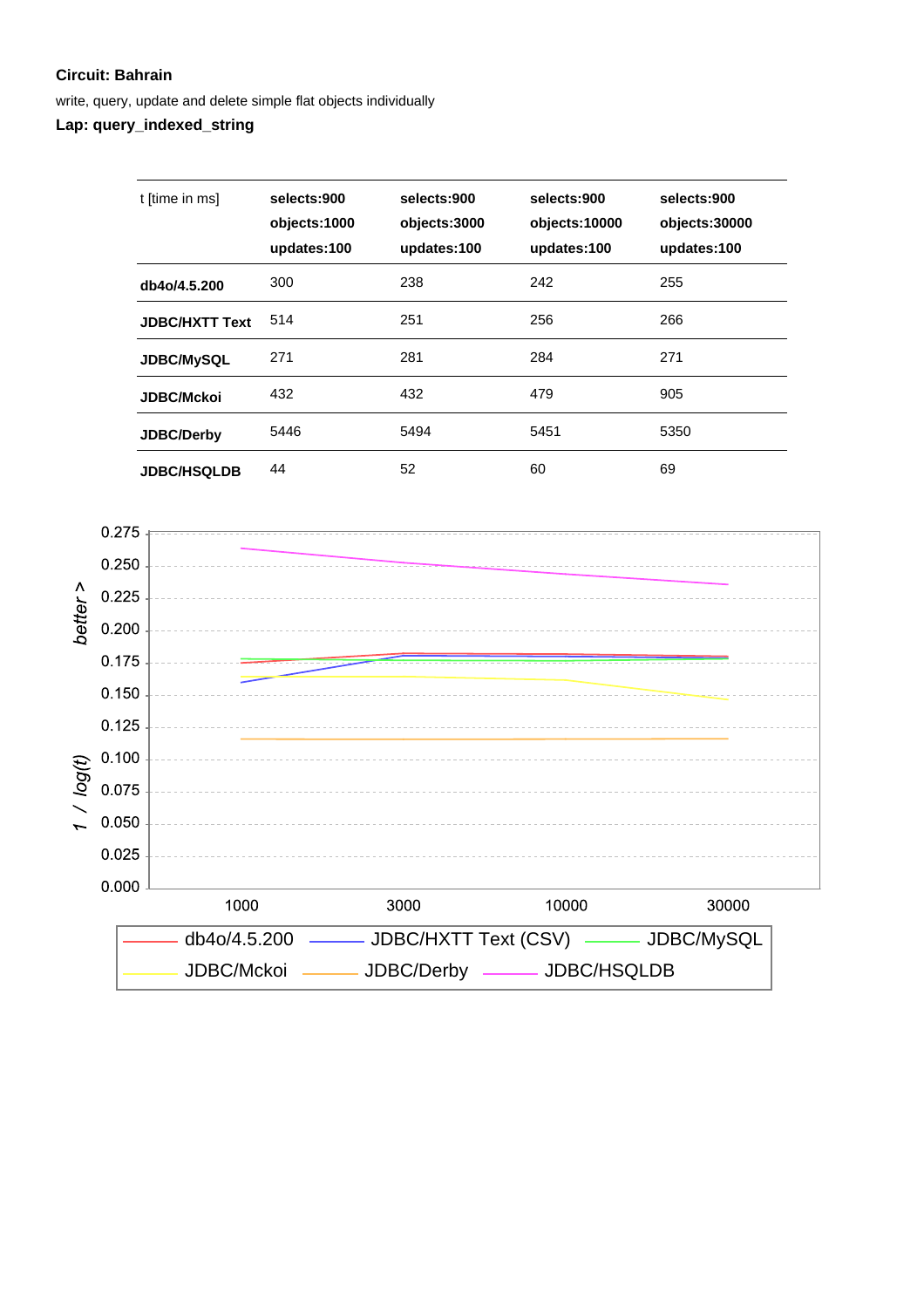**Circuit: Bahrain**

write, query, update and delete simple flat objects individually

**Lap: query_indexed_string**

| t [time in ms] | selects:900 objects:1000 updates:100 | selects:900 objects:3000 updates:100 | selects:900 objects:10000 updates:100 | selects:900 objects:30000 updates:100 |
|---|---|---|---|---|
| **db4o/4.5.200** | 300 | 238 | 242 | 255 |
| **JDBC/HXTT Text** | 514 | 251 | 256 | 266 |
| **JDBC/MySQL** | 271 | 281 | 284 | 271 |
| **JDBC/Mckoi** | 432 | 432 | 479 | 905 |
| **JDBC/Derby** | 5446 | 5494 | 5451 | 5350 |
| **JDBC/HSQLDB** | 44 | 52 | 60 | 69 |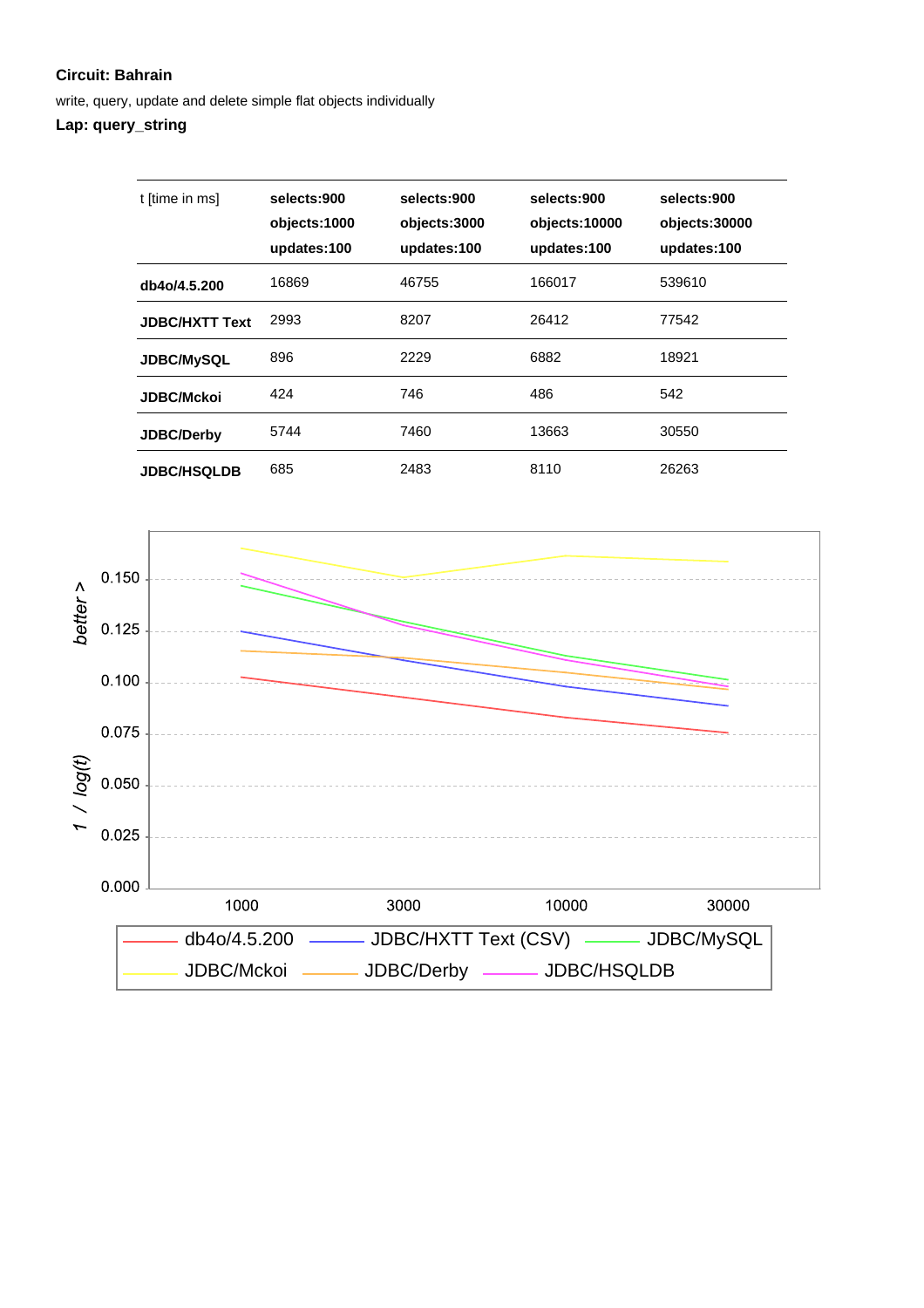**Circuit: Bahrain**

write, query, update and delete simple flat objects individually

**Lap: query_string**

| t [time in ms] | selects:900 objects:1000 updates:100 | selects:900 objects:3000 updates:100 | selects:900 objects:10000 updates:100 | selects:900 objects:30000 updates:100 |
|---|---|---|---|---|
| **db4o/4.5.200** | 16869 | 46755 | 166017 | 539610 |
| **JDBC/HXTT Text** | 2993 | 8207 | 26412 | 77542 |
| **JDBC/MySQL** | 896 | 2229 | 6882 | 18921 |
| **JDBC/Mckoi** | 424 | 746 | 486 | 542 |
| **JDBC/Derby** | 5744 | 7460 | 13663 | 30550 |
| **JDBC/HSQLDB** | 685 | 2483 | 8110 | 26263 |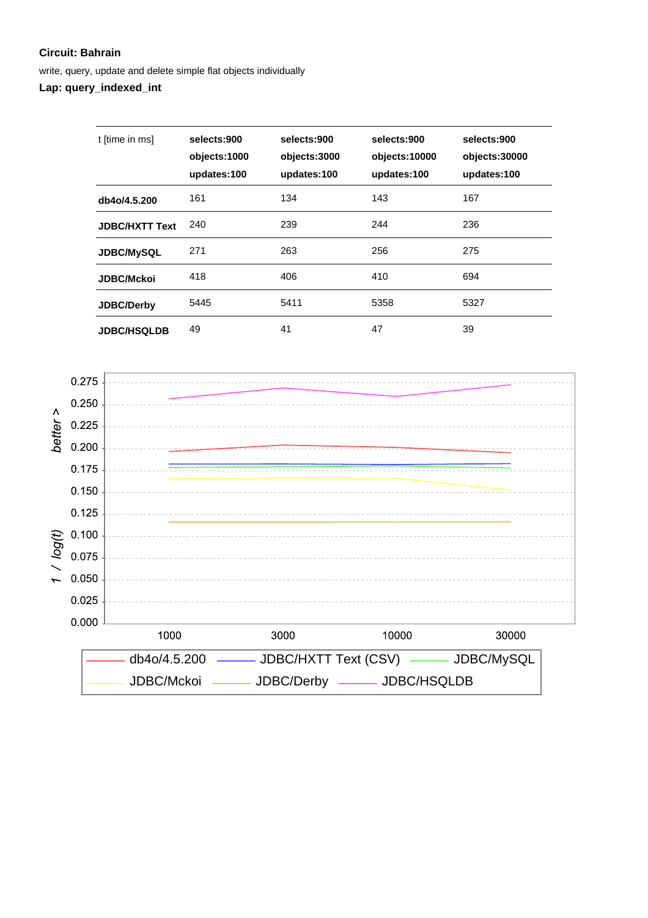**Circuit: Bahrain**

write, query, update and delete simple flat objects individually

**Lap: query_indexed_int**

| t [time in ms] | selects:900 objects:1000 updates:100 | selects:900 objects:3000 updates:100 | selects:900 objects:10000 updates:100 | selects:900 objects:30000 updates:100 |
|---|---|---|---|---|
| **db4o/4.5.200** | 161 | 134 | 143 | 167 |
| **JDBC/HXTT Text** | 240 | 239 | 244 | 236 |
| **JDBC/MySQL** | 271 | 263 | 256 | 275 |
| **JDBC/Mckoi** | 418 | 406 | 410 | 694 |
| **JDBC/Derby** | 5445 | 5411 | 5358 | 5327 |
| **JDBC/HSQLDB** | 49 | 41 | 47 | 39 |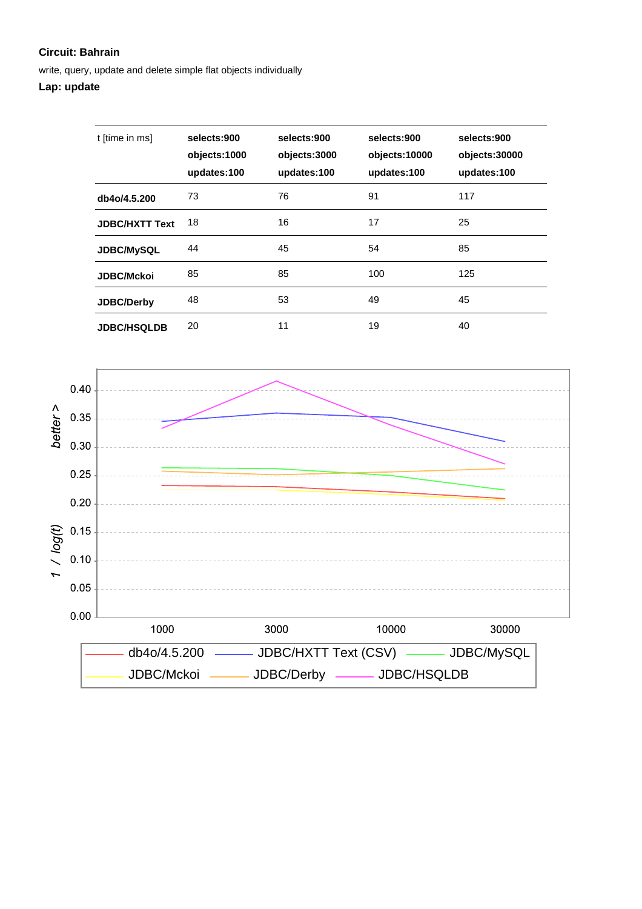**Circuit: Bahrain**

write, query, update and delete simple flat objects individually

**Lap: update**

| t [time in ms] | **selects:900 objects:1000 updates:100** | **selects:900 objects:3000 updates:100** | **selects:900 objects:10000 updates:100** | **selects:900 objects:30000 updates:100** |
|---|---|---|---|---|
| **db4o/4.5.200** | 73 | 76 | 91 | 117 |
| **JDBC/HXTT Text** | 18 | 16 | 17 | 25 |
| **JDBC/MySQL** | 44 | 45 | 54 | 85 |
| **JDBC/Mckoi** | 85 | 85 | 100 | 125 |
| **JDBC/Derby** | 48 | 53 | 49 | 45 |
| **JDBC/HSQLDB** | 20 | 11 | 19 | 40 |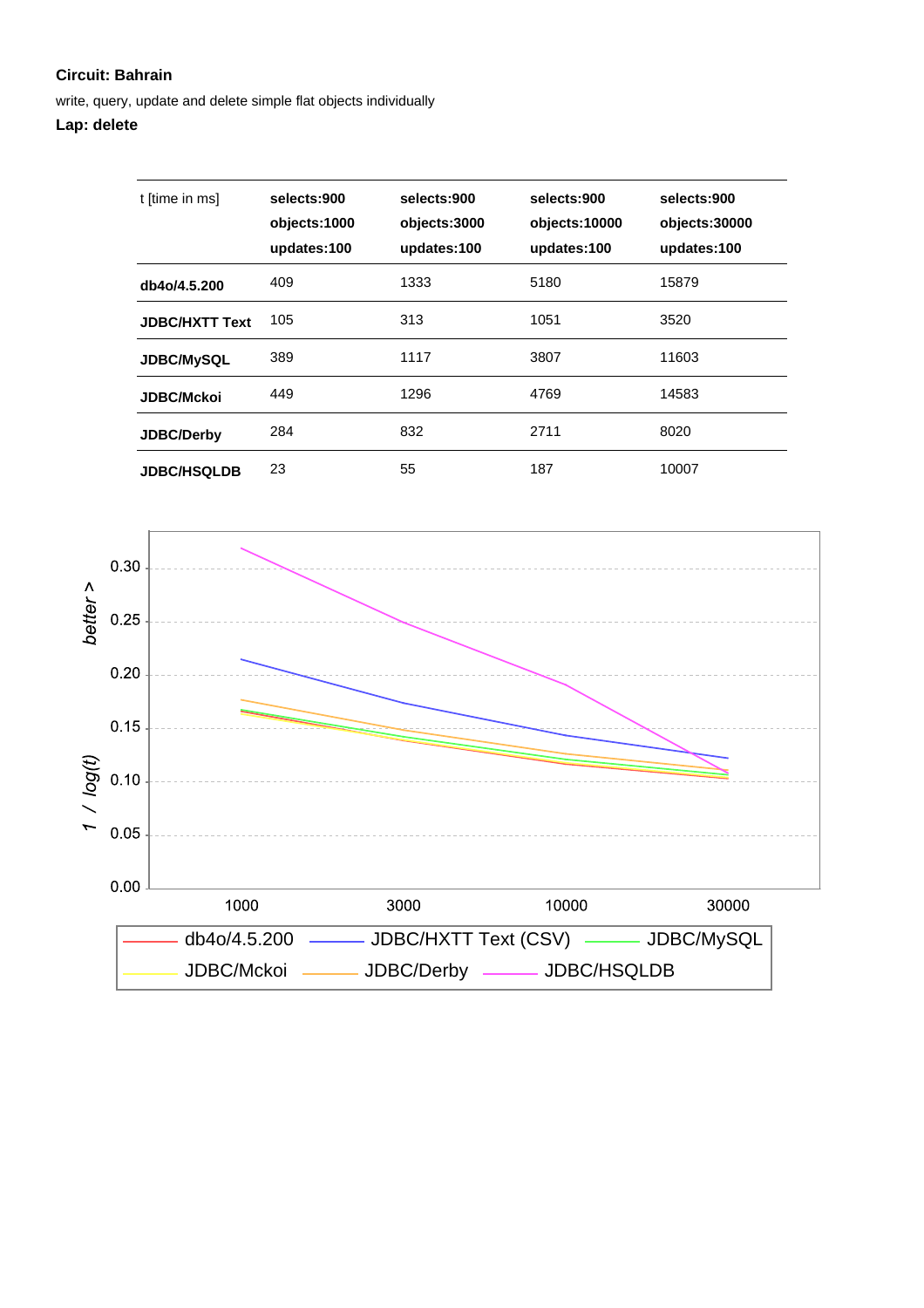**Circuit: Bahrain**

write, query, update and delete simple flat objects individually

**Lap: delete**

| t [time in ms] | selects:900 objects:1000 updates:100 | selects:900 objects:3000 updates:100 | selects:900 objects:10000 updates:100 | selects:900 objects:30000 updates:100 |
|---|---|---|---|---|
| **db4o/4.5.200** | 409 | 1333 | 5180 | 15879 |
| **JDBC/HXTT Text** | 105 | 313 | 1051 | 3520 |
| **JDBC/MySQL** | 389 | 1117 | 3807 | 11603 |
| **JDBC/Mckoi** | 449 | 1296 | 4769 | 14583 |
| **JDBC/Derby** | 284 | 832 | 2711 | 8020 |
| **JDBC/HSQLDB** | 23 | 55 | 187 | 10007 |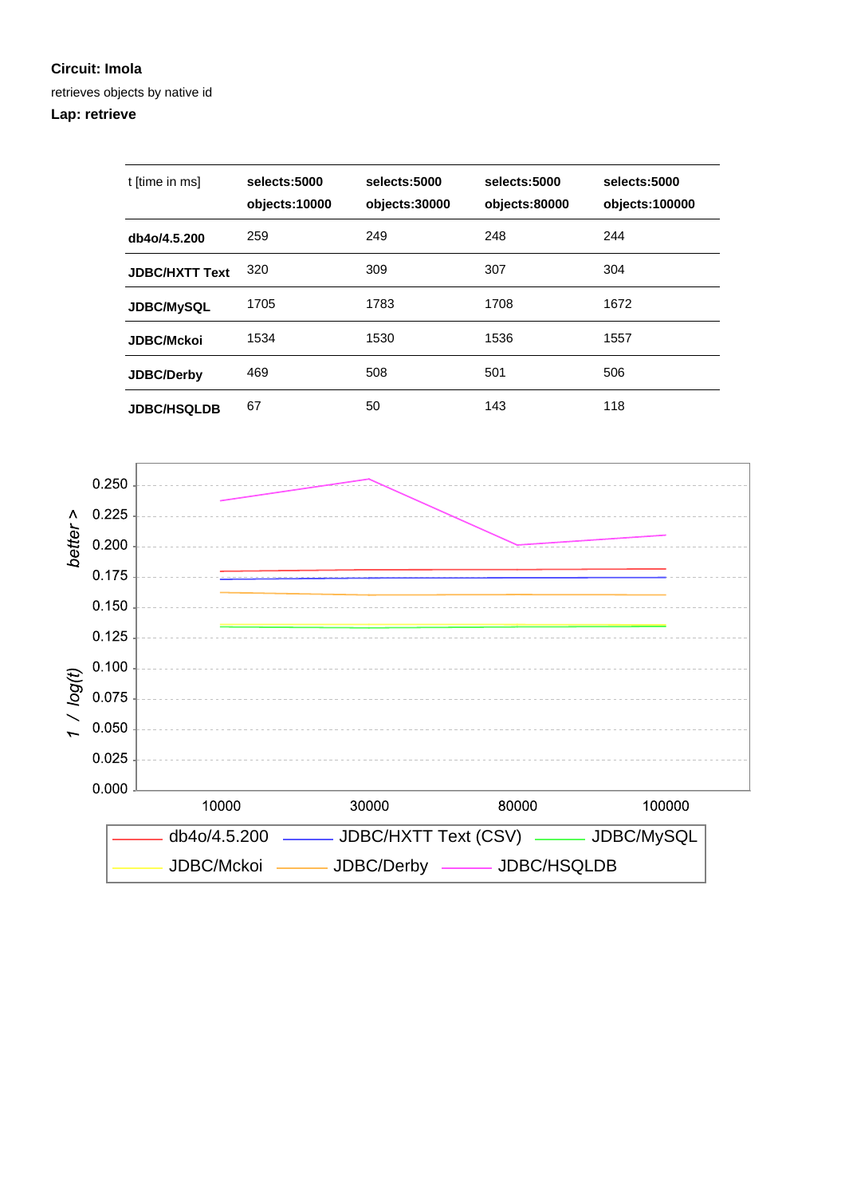**Circuit: Imola**

retrieves objects by native id

**Lap: retrieve**

| t [time in ms] | selects:5000 objects:10000 | selects:5000 objects:30000 | selects:5000 objects:80000 | selects:5000 objects:100000 |
|---|---|---|---|---|
| **db4o/4.5.200** | 259 | 249 | 248 | 244 |
| **JDBC/HXTT Text** | 320 | 309 | 307 | 304 |
| **JDBC/MySQL** | 1705 | 1783 | 1708 | 1672 |
| **JDBC/Mckoi** | 1534 | 1530 | 1536 | 1557 |
| **JDBC/Derby** | 469 | 508 | 501 | 506 |
| **JDBC/HSQLDB** | 67 | 50 | 143 | 118 |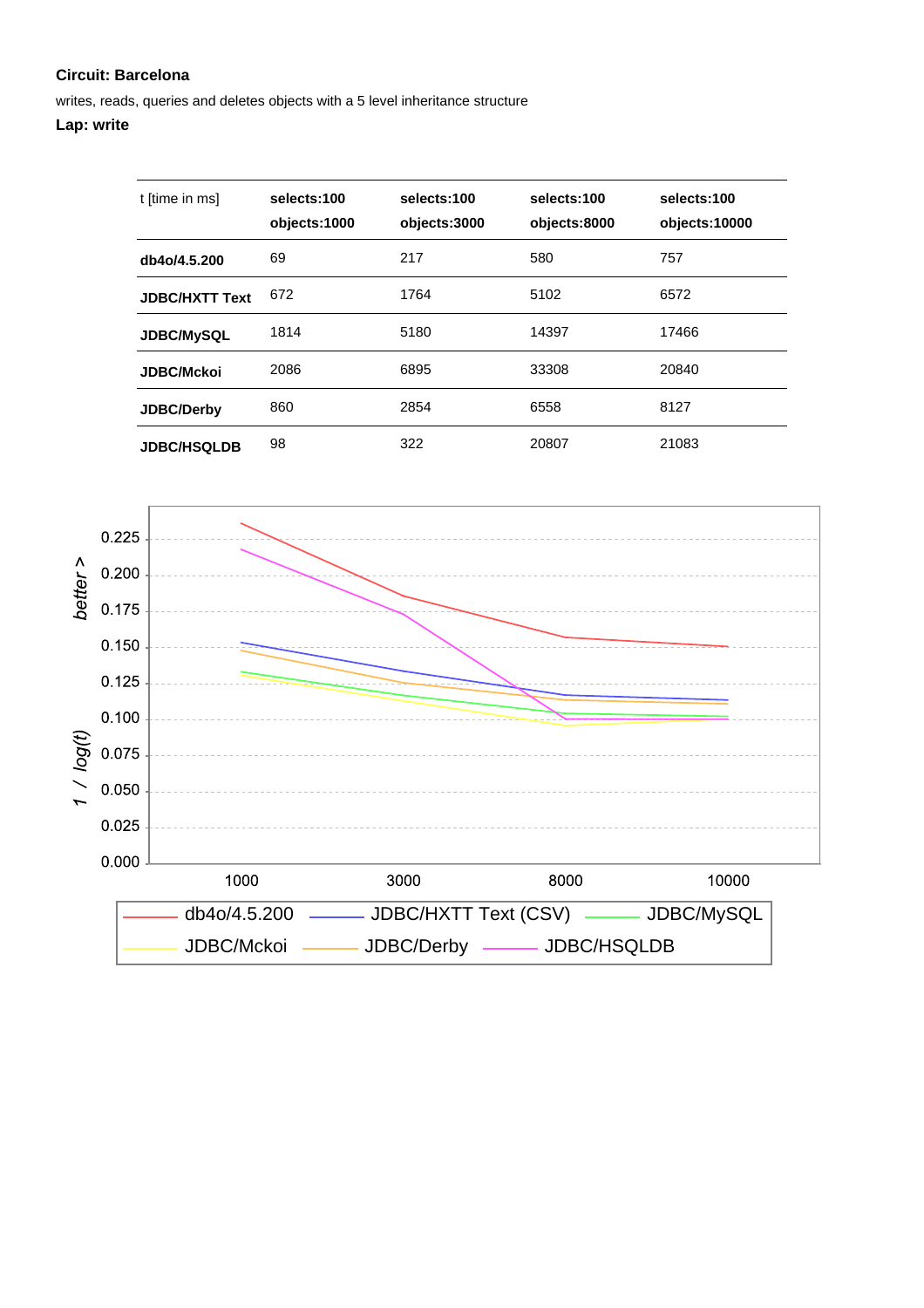**Circuit: Barcelona**

writes, reads, queries and deletes objects with a 5 level inheritance structure

**Lap: write**

| t [time in ms] | selects:100 objects:1000 | selects:100 objects:3000 | selects:100 objects:8000 | selects:100 objects:10000 |
|---|---|---|---|---|
| **db4o/4.5.200** | 69 | 217 | 580 | 757 |
| **JDBC/HXTT Text** | 672 | 1764 | 5102 | 6572 |
| **JDBC/MySQL** | 1814 | 5180 | 14397 | 17466 |
| **JDBC/Mckoi** | 2086 | 6895 | 33308 | 20840 |
| **JDBC/Derby** | 860 | 2854 | 6558 | 8127 |
| **JDBC/HSQLDB** | 98 | 322 | 20807 | 21083 |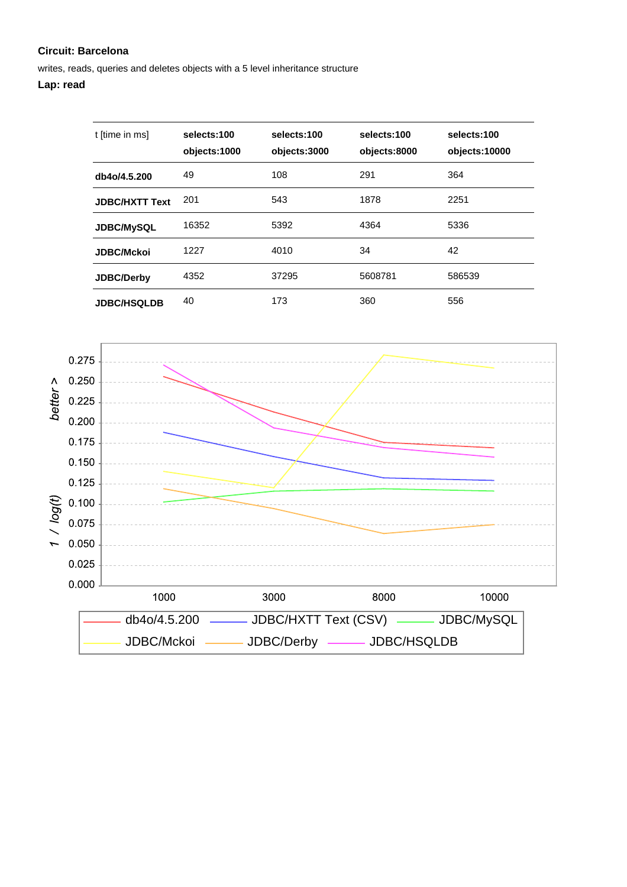**Circuit: Barcelona**

writes, reads, queries and deletes objects with a 5 level inheritance structure

**Lap: read**

| t [time in ms] | selects:100 objects:1000 | selects:100 objects:3000 | selects:100 objects:8000 | selects:100 objects:10000 |
|---|---|---|---|---|
| **db4o/4.5.200** | 49 | 108 | 291 | 364 |
| **JDBC/HXTT Text** | 201 | 543 | 1878 | 2251 |
| **JDBC/MySQL** | 16352 | 5392 | 4364 | 5336 |
| **JDBC/Mckoi** | 1227 | 4010 | 34 | 42 |
| **JDBC/Derby** | 4352 | 37295 | 5608781 | 586539 |
| **JDBC/HSQLDB** | 40 | 173 | 360 | 556 |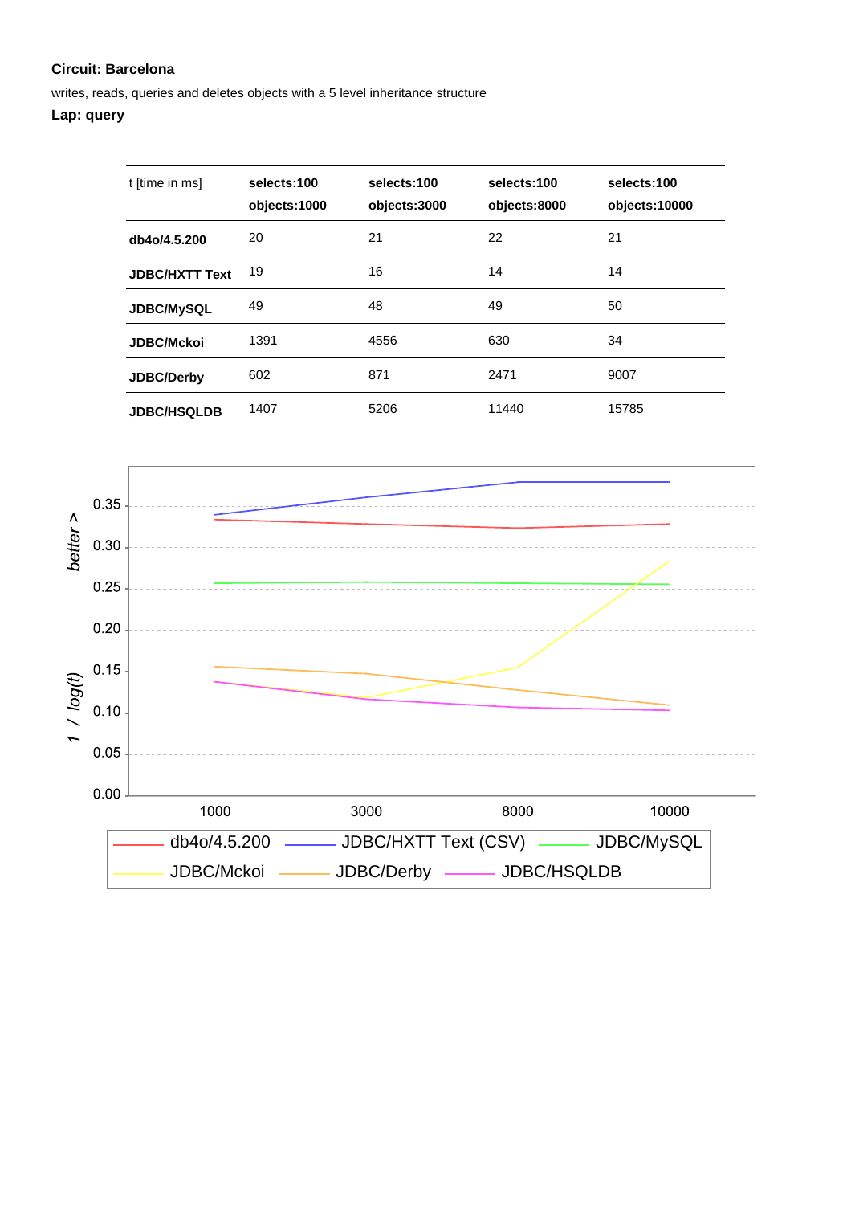**Circuit: Barcelona**

writes, reads, queries and deletes objects with a 5 level inheritance structure

**Lap: query**

| t [time in ms] | selects:100 objects:1000 | selects:100 objects:3000 | selects:100 objects:8000 | selects:100 objects:10000 |
|---|---|---|---|---|
| **db4o/4.5.200** | 20 | 21 | 22 | 21 |
| **JDBC/HXTT Text** | 19 | 16 | 14 | 14 |
| **JDBC/MySQL** | 49 | 48 | 49 | 50 |
| **JDBC/Mckoi** | 1391 | 4556 | 630 | 34 |
| **JDBC/Derby** | 602 | 871 | 2471 | 9007 |
| **JDBC/HSQLDB** | 1407 | 5206 | 11440 | 15785 |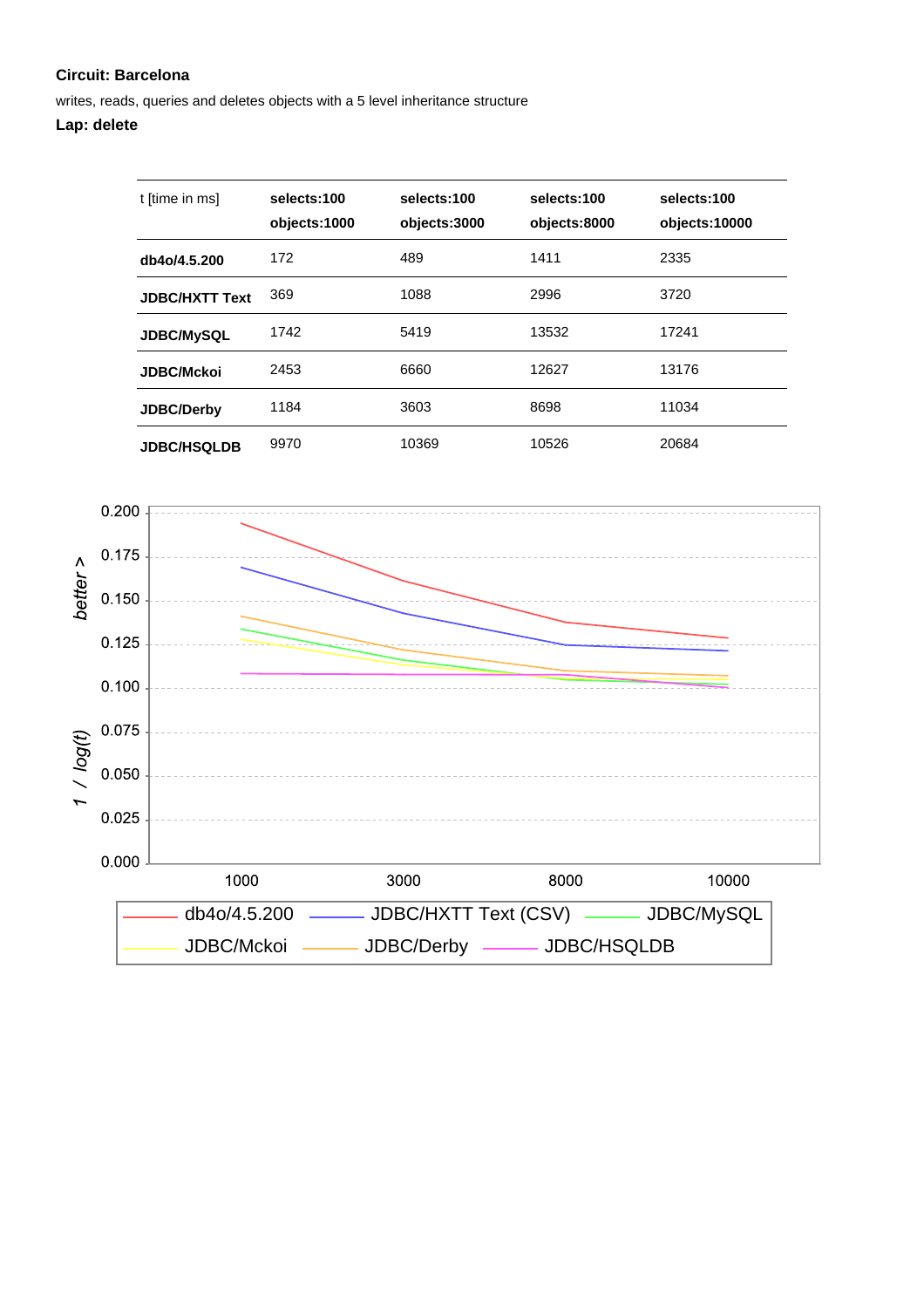**Circuit: Barcelona**

writes, reads, queries and deletes objects with a 5 level inheritance structure

**Lap: delete**

| t [time in ms] | selects:100 objects:1000 | selects:100 objects:3000 | selects:100 objects:8000 | selects:100 objects:10000 |
|---|---|---|---|---|
| **db4o/4.5.200** | 172 | 489 | 1411 | 2335 |
| **JDBC/HXTT Text** | 369 | 1088 | 2996 | 3720 |
| **JDBC/MySQL** | 1742 | 5419 | 13532 | 17241 |
| **JDBC/Mckoi** | 2453 | 6660 | 12627 | 13176 |
| **JDBC/Derby** | 1184 | 3603 | 8698 | 11034 |
| **JDBC/HSQLDB** | 9970 | 10369 | 10526 | 20684 |

0.200
0.175
0.150
0.125
0.100
0.075
0.050
0.025
0.000

better >

1 / log(t)

1000
3000
8000
10000

db4o/4.5.200
JDBC/HXTT Text (CSV)
JDBC/MySQL
JDBC/Mckoi
JDBC/Derby
JDBC/HSQLDB